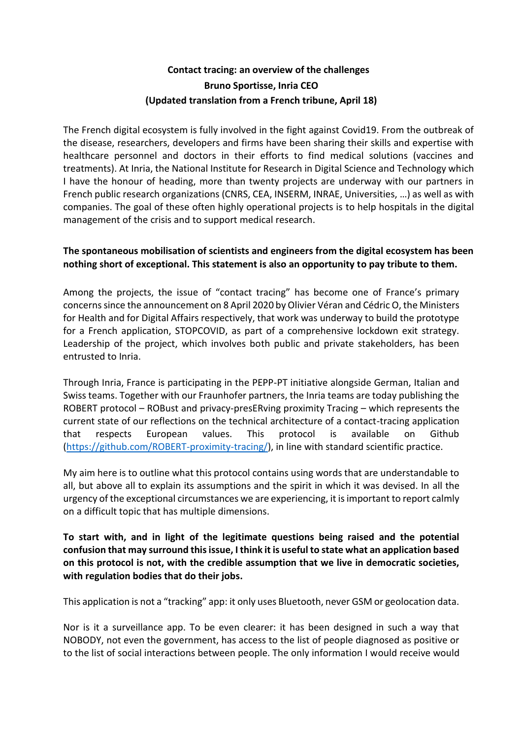**Contact tracing: an overview of the challenges**
**Bruno Sportisse, Inria CEO**
**(Updated translation from a French tribune, April 18)**

The French digital ecosystem is fully involved in the fight against Covid19. From the outbreak of the disease, researchers, developers and firms have been sharing their skills and expertise with healthcare personnel and doctors in their efforts to find medical solutions (vaccines and treatments). At Inria, the National Institute for Research in Digital Science and Technology which I have the honour of heading, more than twenty projects are underway with our partners in French public research organizations (CNRS, CEA, INSERM, INRAE, Universities, …) as well as with companies. The goal of these often highly operational projects is to help hospitals in the digital management of the crisis and to support medical research.

**The spontaneous mobilisation of scientists and engineers from the digital ecosystem has been nothing short of exceptional. This statement is also an opportunity to pay tribute to them.**

Among the projects, the issue of "contact tracing" has become one of France's primary concerns since the announcement on 8 April 2020 by Olivier Véran and Cédric O, the Ministers for Health and for Digital Affairs respectively, that work was underway to build the prototype for a French application, STOPCOVID, as part of a comprehensive lockdown exit strategy. Leadership of the project, which involves both public and private stakeholders, has been entrusted to Inria.

Through Inria, France is participating in the PEPP-PT initiative alongside German, Italian and Swiss teams. Together with our Fraunhofer partners, the Inria teams are today publishing the ROBERT protocol – ROBust and privacy-presERving proximity Tracing – which represents the current state of our reflections on the technical architecture of a contact-tracing application that respects European values. This protocol is available on Github (https://github.com/ROBERT-proximity-tracing/), in line with standard scientific practice.

My aim here is to outline what this protocol contains using words that are understandable to all, but above all to explain its assumptions and the spirit in which it was devised. In all the urgency of the exceptional circumstances we are experiencing, it is important to report calmly on a difficult topic that has multiple dimensions.

**To start with, and in light of the legitimate questions being raised and the potential confusion that may surround this issue, I think it is useful to state what an application based on this protocol is not, with the credible assumption that we live in democratic societies, with regulation bodies that do their jobs.**

This application is not a "tracking" app: it only uses Bluetooth, never GSM or geolocation data.

Nor is it a surveillance app. To be even clearer: it has been designed in such a way that NOBODY, not even the government, has access to the list of people diagnosed as positive or to the list of social interactions between people. The only information I would receive would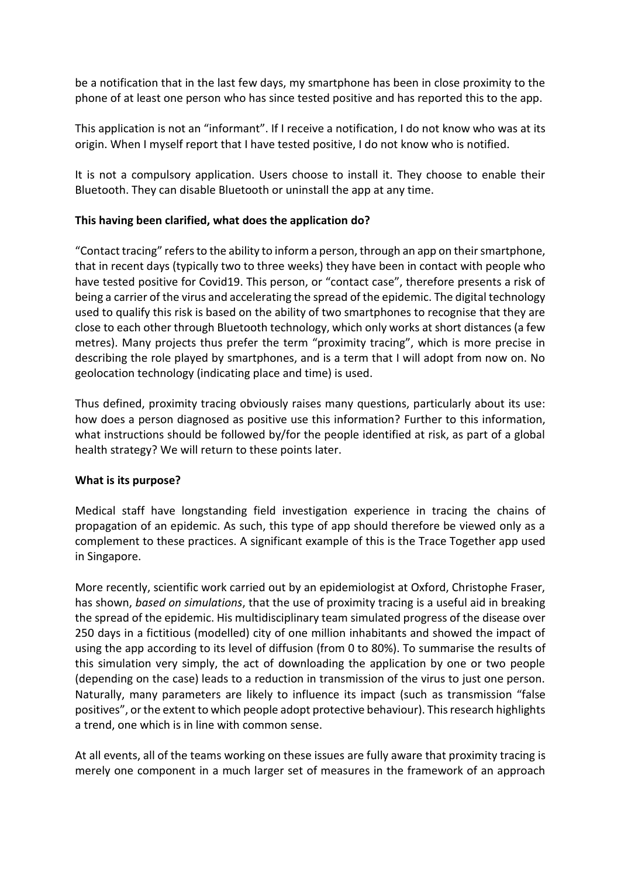be a notification that in the last few days, my smartphone has been in close proximity to the phone of at least one person who has since tested positive and has reported this to the app.

This application is not an "informant". If I receive a notification, I do not know who was at its origin. When I myself report that I have tested positive, I do not know who is notified.

It is not a compulsory application. Users choose to install it. They choose to enable their Bluetooth. They can disable Bluetooth or uninstall the app at any time.

**This having been clarified, what does the application do?**

"Contact tracing" refers to the ability to inform a person, through an app on their smartphone, that in recent days (typically two to three weeks) they have been in contact with people who have tested positive for Covid19. This person, or "contact case", therefore presents a risk of being a carrier of the virus and accelerating the spread of the epidemic. The digital technology used to qualify this risk is based on the ability of two smartphones to recognise that they are close to each other through Bluetooth technology, which only works at short distances (a few metres). Many projects thus prefer the term "proximity tracing", which is more precise in describing the role played by smartphones, and is a term that I will adopt from now on. No geolocation technology (indicating place and time) is used.

Thus defined, proximity tracing obviously raises many questions, particularly about its use: how does a person diagnosed as positive use this information? Further to this information, what instructions should be followed by/for the people identified at risk, as part of a global health strategy? We will return to these points later.

**What is its purpose?**

Medical staff have longstanding field investigation experience in tracing the chains of propagation of an epidemic. As such, this type of app should therefore be viewed only as a complement to these practices. A significant example of this is the Trace Together app used in Singapore.

More recently, scientific work carried out by an epidemiologist at Oxford, Christophe Fraser, has shown, *based on simulations*, that the use of proximity tracing is a useful aid in breaking the spread of the epidemic. His multidisciplinary team simulated progress of the disease over 250 days in a fictitious (modelled) city of one million inhabitants and showed the impact of using the app according to its level of diffusion (from 0 to 80%). To summarise the results of this simulation very simply, the act of downloading the application by one or two people (depending on the case) leads to a reduction in transmission of the virus to just one person. Naturally, many parameters are likely to influence its impact (such as transmission "false positives", or the extent to which people adopt protective behaviour). This research highlights a trend, one which is in line with common sense.

At all events, all of the teams working on these issues are fully aware that proximity tracing is merely one component in a much larger set of measures in the framework of an approach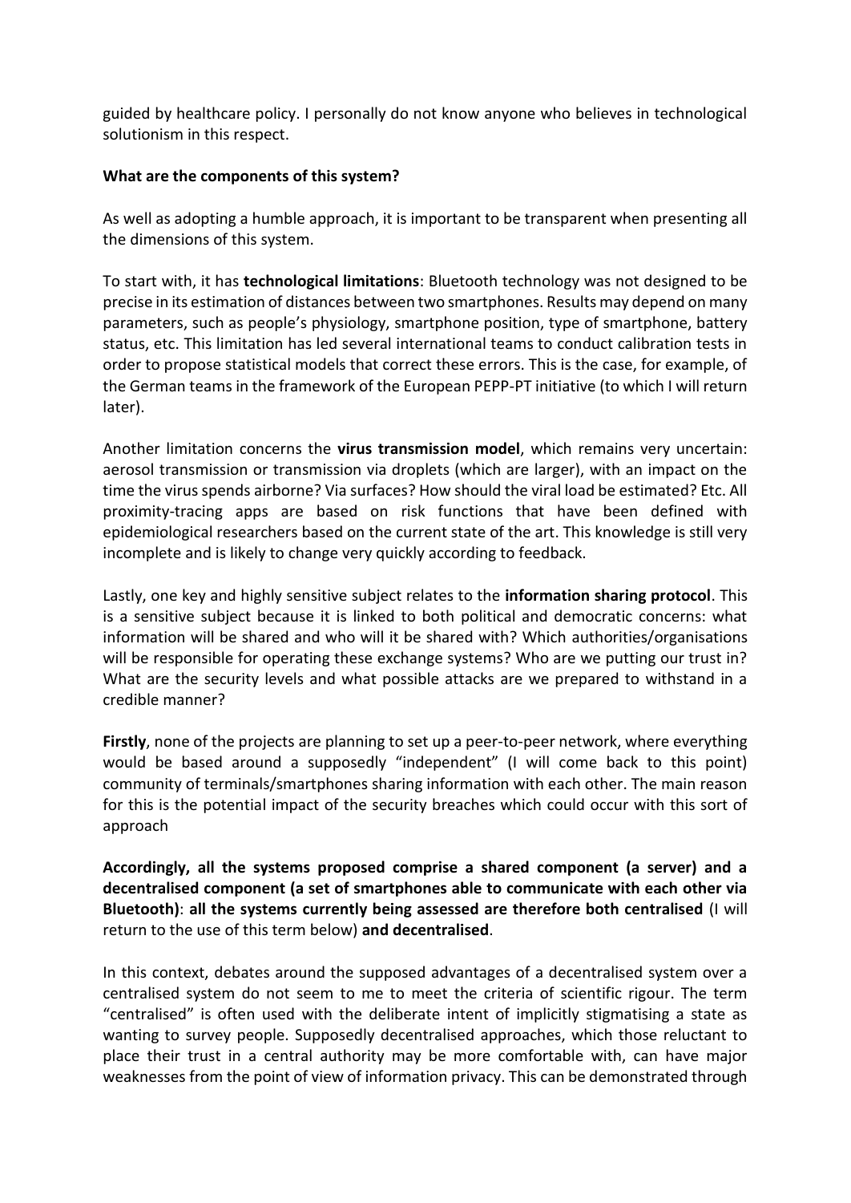guided by healthcare policy. I personally do not know anyone who believes in technological solutionism in this respect.

**What are the components of this system?**

As well as adopting a humble approach, it is important to be transparent when presenting all the dimensions of this system.

To start with, it has **technological limitations**: Bluetooth technology was not designed to be precise in its estimation of distances between two smartphones. Results may depend on many parameters, such as people's physiology, smartphone position, type of smartphone, battery status, etc. This limitation has led several international teams to conduct calibration tests in order to propose statistical models that correct these errors. This is the case, for example, of the German teams in the framework of the European PEPP-PT initiative (to which I will return later).

Another limitation concerns the **virus transmission model**, which remains very uncertain: aerosol transmission or transmission via droplets (which are larger), with an impact on the time the virus spends airborne? Via surfaces? How should the viral load be estimated? Etc. All proximity-tracing apps are based on risk functions that have been defined with epidemiological researchers based on the current state of the art. This knowledge is still very incomplete and is likely to change very quickly according to feedback.

Lastly, one key and highly sensitive subject relates to the **information sharing protocol**. This is a sensitive subject because it is linked to both political and democratic concerns: what information will be shared and who will it be shared with? Which authorities/organisations will be responsible for operating these exchange systems? Who are we putting our trust in? What are the security levels and what possible attacks are we prepared to withstand in a credible manner?

**Firstly**, none of the projects are planning to set up a peer-to-peer network, where everything would be based around a supposedly "independent" (I will come back to this point) community of terminals/smartphones sharing information with each other. The main reason for this is the potential impact of the security breaches which could occur with this sort of approach

**Accordingly, all the systems proposed comprise a shared component (a server) and a decentralised component (a set of smartphones able to communicate with each other via Bluetooth)**: **all the systems currently being assessed are therefore both centralised** (I will return to the use of this term below) **and decentralised**.

In this context, debates around the supposed advantages of a decentralised system over a centralised system do not seem to me to meet the criteria of scientific rigour. The term "centralised" is often used with the deliberate intent of implicitly stigmatising a state as wanting to survey people. Supposedly decentralised approaches, which those reluctant to place their trust in a central authority may be more comfortable with, can have major weaknesses from the point of view of information privacy. This can be demonstrated through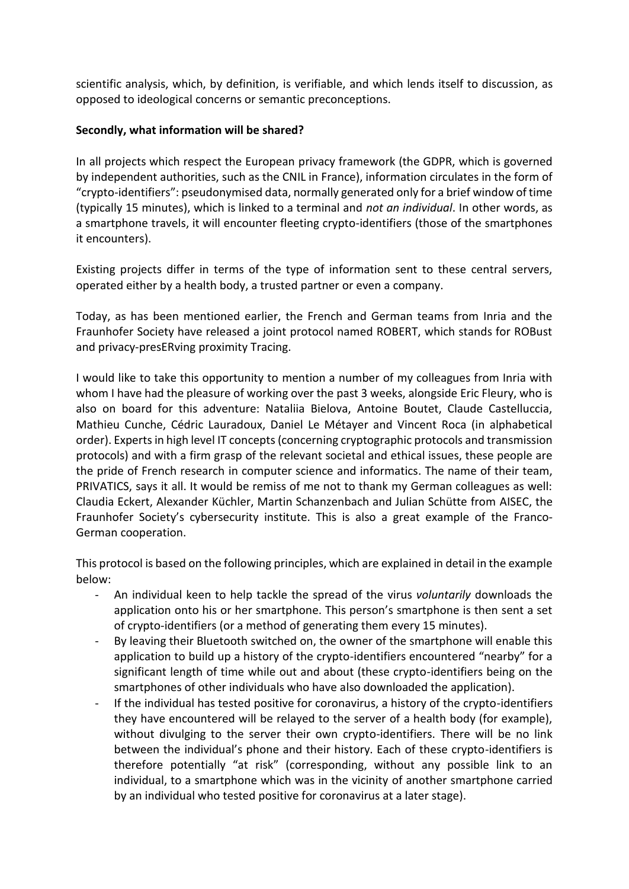scientific analysis, which, by definition, is verifiable, and which lends itself to discussion, as opposed to ideological concerns or semantic preconceptions.

**Secondly, what information will be shared?**

In all projects which respect the European privacy framework (the GDPR, which is governed by independent authorities, such as the CNIL in France), information circulates in the form of "crypto-identifiers": pseudonymised data, normally generated only for a brief window of time (typically 15 minutes), which is linked to a terminal and *not an individual*. In other words, as a smartphone travels, it will encounter fleeting crypto-identifiers (those of the smartphones it encounters).

Existing projects differ in terms of the type of information sent to these central servers, operated either by a health body, a trusted partner or even a company.

Today, as has been mentioned earlier, the French and German teams from Inria and the Fraunhofer Society have released a joint protocol named ROBERT, which stands for ROBust and privacy-presERving proximity Tracing.

I would like to take this opportunity to mention a number of my colleagues from Inria with whom I have had the pleasure of working over the past 3 weeks, alongside Eric Fleury, who is also on board for this adventure: Nataliia Bielova, Antoine Boutet, Claude Castelluccia, Mathieu Cunche, Cédric Lauradoux, Daniel Le Métayer and Vincent Roca (in alphabetical order). Experts in high level IT concepts (concerning cryptographic protocols and transmission protocols) and with a firm grasp of the relevant societal and ethical issues, these people are the pride of French research in computer science and informatics. The name of their team, PRIVATICS, says it all. It would be remiss of me not to thank my German colleagues as well: Claudia Eckert, Alexander Küchler, Martin Schanzenbach and Julian Schütte from AISEC, the Fraunhofer Society's cybersecurity institute. This is also a great example of the Franco-German cooperation.

This protocol is based on the following principles, which are explained in detail in the example below:

- An individual keen to help tackle the spread of the virus *voluntarily* downloads the application onto his or her smartphone. This person's smartphone is then sent a set of crypto-identifiers (or a method of generating them every 15 minutes).
- By leaving their Bluetooth switched on, the owner of the smartphone will enable this application to build up a history of the crypto-identifiers encountered "nearby" for a significant length of time while out and about (these crypto-identifiers being on the smartphones of other individuals who have also downloaded the application).
- If the individual has tested positive for coronavirus, a history of the crypto-identifiers they have encountered will be relayed to the server of a health body (for example), without divulging to the server their own crypto-identifiers. There will be no link between the individual's phone and their history. Each of these crypto-identifiers is therefore potentially "at risk" (corresponding, without any possible link to an individual, to a smartphone which was in the vicinity of another smartphone carried by an individual who tested positive for coronavirus at a later stage).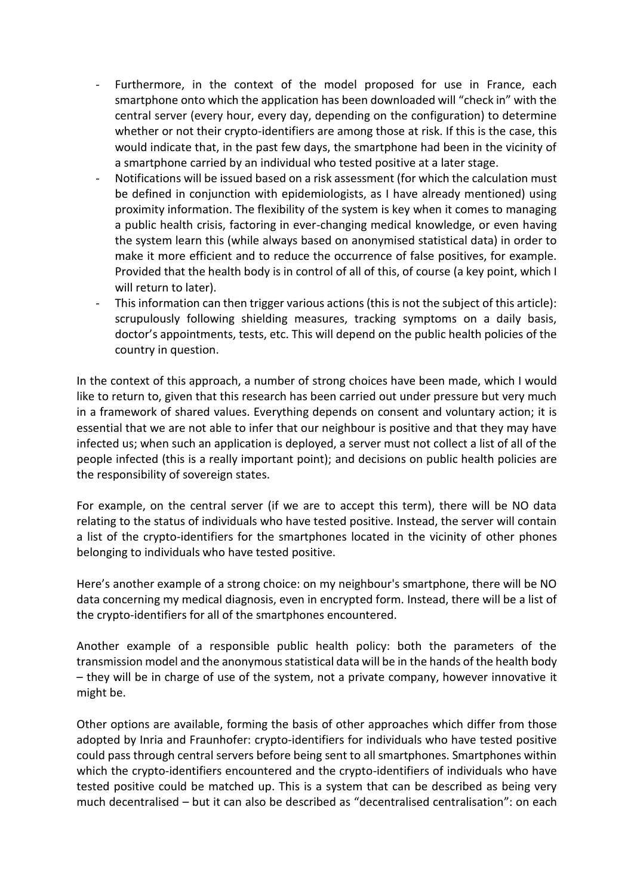- Furthermore, in the context of the model proposed for use in France, each smartphone onto which the application has been downloaded will "check in" with the central server (every hour, every day, depending on the configuration) to determine whether or not their crypto-identifiers are among those at risk. If this is the case, this would indicate that, in the past few days, the smartphone had been in the vicinity of a smartphone carried by an individual who tested positive at a later stage.
- Notifications will be issued based on a risk assessment (for which the calculation must be defined in conjunction with epidemiologists, as I have already mentioned) using proximity information. The flexibility of the system is key when it comes to managing a public health crisis, factoring in ever-changing medical knowledge, or even having the system learn this (while always based on anonymised statistical data) in order to make it more efficient and to reduce the occurrence of false positives, for example. Provided that the health body is in control of all of this, of course (a key point, which I will return to later).
- This information can then trigger various actions (this is not the subject of this article): scrupulously following shielding measures, tracking symptoms on a daily basis, doctor's appointments, tests, etc. This will depend on the public health policies of the country in question.

In the context of this approach, a number of strong choices have been made, which I would like to return to, given that this research has been carried out under pressure but very much in a framework of shared values. Everything depends on consent and voluntary action; it is essential that we are not able to infer that our neighbour is positive and that they may have infected us; when such an application is deployed, a server must not collect a list of all of the people infected (this is a really important point); and decisions on public health policies are the responsibility of sovereign states.

For example, on the central server (if we are to accept this term), there will be NO data relating to the status of individuals who have tested positive. Instead, the server will contain a list of the crypto-identifiers for the smartphones located in the vicinity of other phones belonging to individuals who have tested positive.

Here's another example of a strong choice: on my neighbour's smartphone, there will be NO data concerning my medical diagnosis, even in encrypted form. Instead, there will be a list of the crypto-identifiers for all of the smartphones encountered.

Another example of a responsible public health policy: both the parameters of the transmission model and the anonymous statistical data will be in the hands of the health body – they will be in charge of use of the system, not a private company, however innovative it might be.

Other options are available, forming the basis of other approaches which differ from those adopted by Inria and Fraunhofer: crypto-identifiers for individuals who have tested positive could pass through central servers before being sent to all smartphones. Smartphones within which the crypto-identifiers encountered and the crypto-identifiers of individuals who have tested positive could be matched up. This is a system that can be described as being very much decentralised – but it can also be described as "decentralised centralisation": on each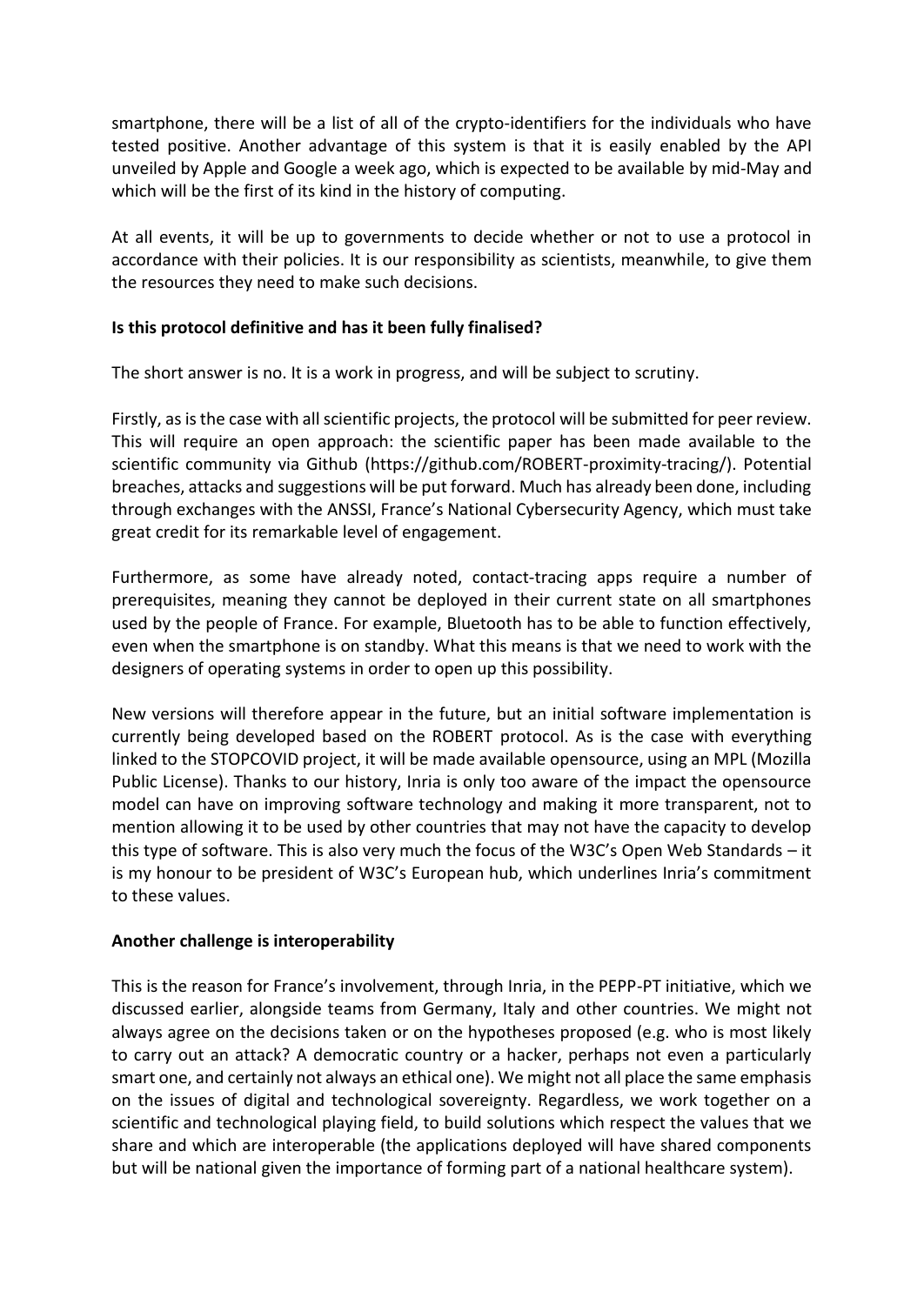smartphone, there will be a list of all of the crypto-identifiers for the individuals who have tested positive. Another advantage of this system is that it is easily enabled by the API unveiled by Apple and Google a week ago, which is expected to be available by mid-May and which will be the first of its kind in the history of computing.

At all events, it will be up to governments to decide whether or not to use a protocol in accordance with their policies. It is our responsibility as scientists, meanwhile, to give them the resources they need to make such decisions.

**Is this protocol definitive and has it been fully finalised?**

The short answer is no. It is a work in progress, and will be subject to scrutiny.

Firstly, as is the case with all scientific projects, the protocol will be submitted for peer review. This will require an open approach: the scientific paper has been made available to the scientific community via Github (https://github.com/ROBERT-proximity-tracing/). Potential breaches, attacks and suggestions will be put forward. Much has already been done, including through exchanges with the ANSSI, France's National Cybersecurity Agency, which must take great credit for its remarkable level of engagement.

Furthermore, as some have already noted, contact-tracing apps require a number of prerequisites, meaning they cannot be deployed in their current state on all smartphones used by the people of France. For example, Bluetooth has to be able to function effectively, even when the smartphone is on standby. What this means is that we need to work with the designers of operating systems in order to open up this possibility.

New versions will therefore appear in the future, but an initial software implementation is currently being developed based on the ROBERT protocol. As is the case with everything linked to the STOPCOVID project, it will be made available opensource, using an MPL (Mozilla Public License). Thanks to our history, Inria is only too aware of the impact the opensource model can have on improving software technology and making it more transparent, not to mention allowing it to be used by other countries that may not have the capacity to develop this type of software. This is also very much the focus of the W3C's Open Web Standards – it is my honour to be president of W3C's European hub, which underlines Inria's commitment to these values.

**Another challenge is interoperability**

This is the reason for France's involvement, through Inria, in the PEPP-PT initiative, which we discussed earlier, alongside teams from Germany, Italy and other countries. We might not always agree on the decisions taken or on the hypotheses proposed (e.g. who is most likely to carry out an attack? A democratic country or a hacker, perhaps not even a particularly smart one, and certainly not always an ethical one). We might not all place the same emphasis on the issues of digital and technological sovereignty. Regardless, we work together on a scientific and technological playing field, to build solutions which respect the values that we share and which are interoperable (the applications deployed will have shared components but will be national given the importance of forming part of a national healthcare system).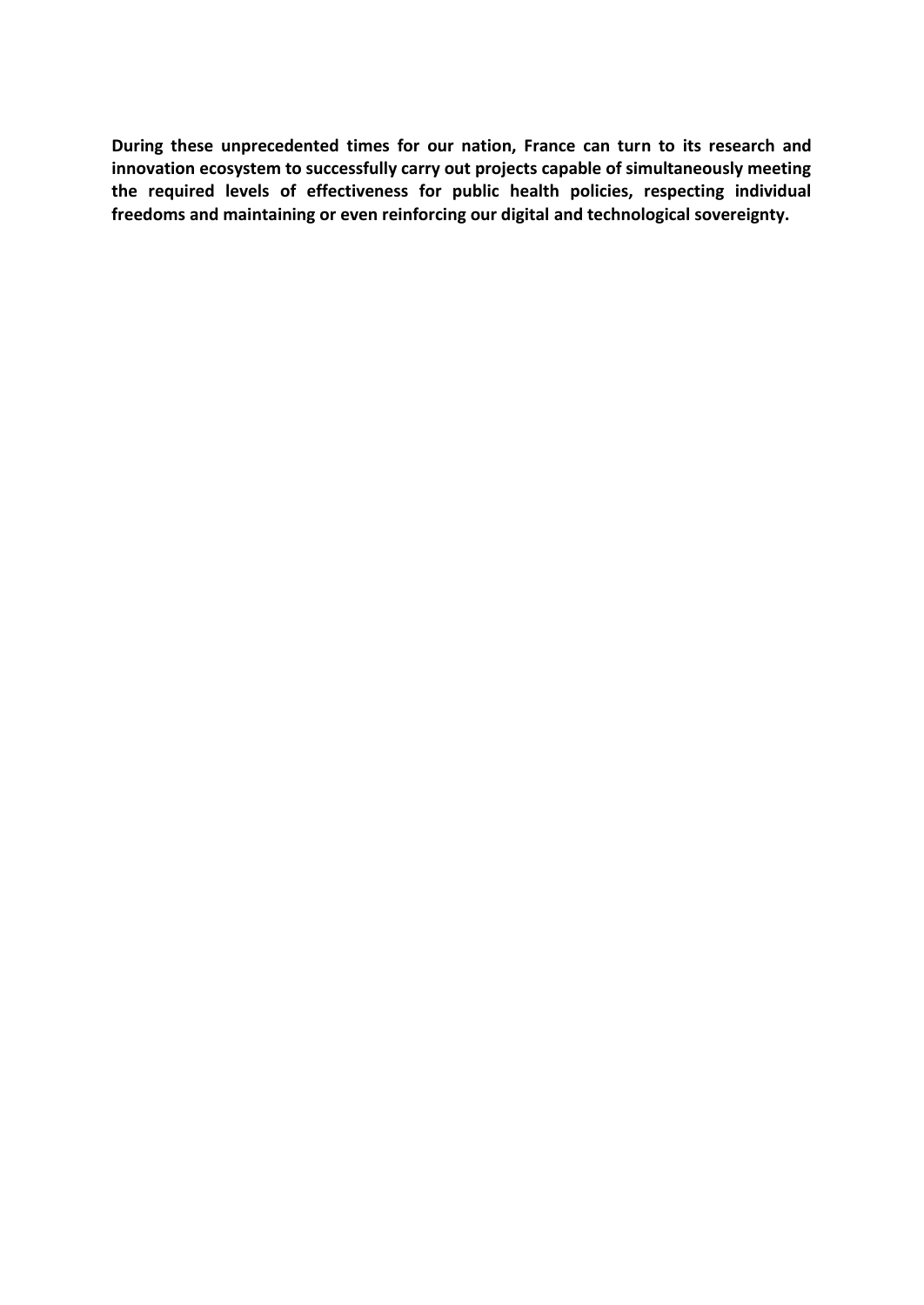**During these unprecedented times for our nation, France can turn to its research and innovation ecosystem to successfully carry out projects capable of simultaneously meeting the required levels of effectiveness for public health policies, respecting individual freedoms and maintaining or even reinforcing our digital and technological sovereignty.**